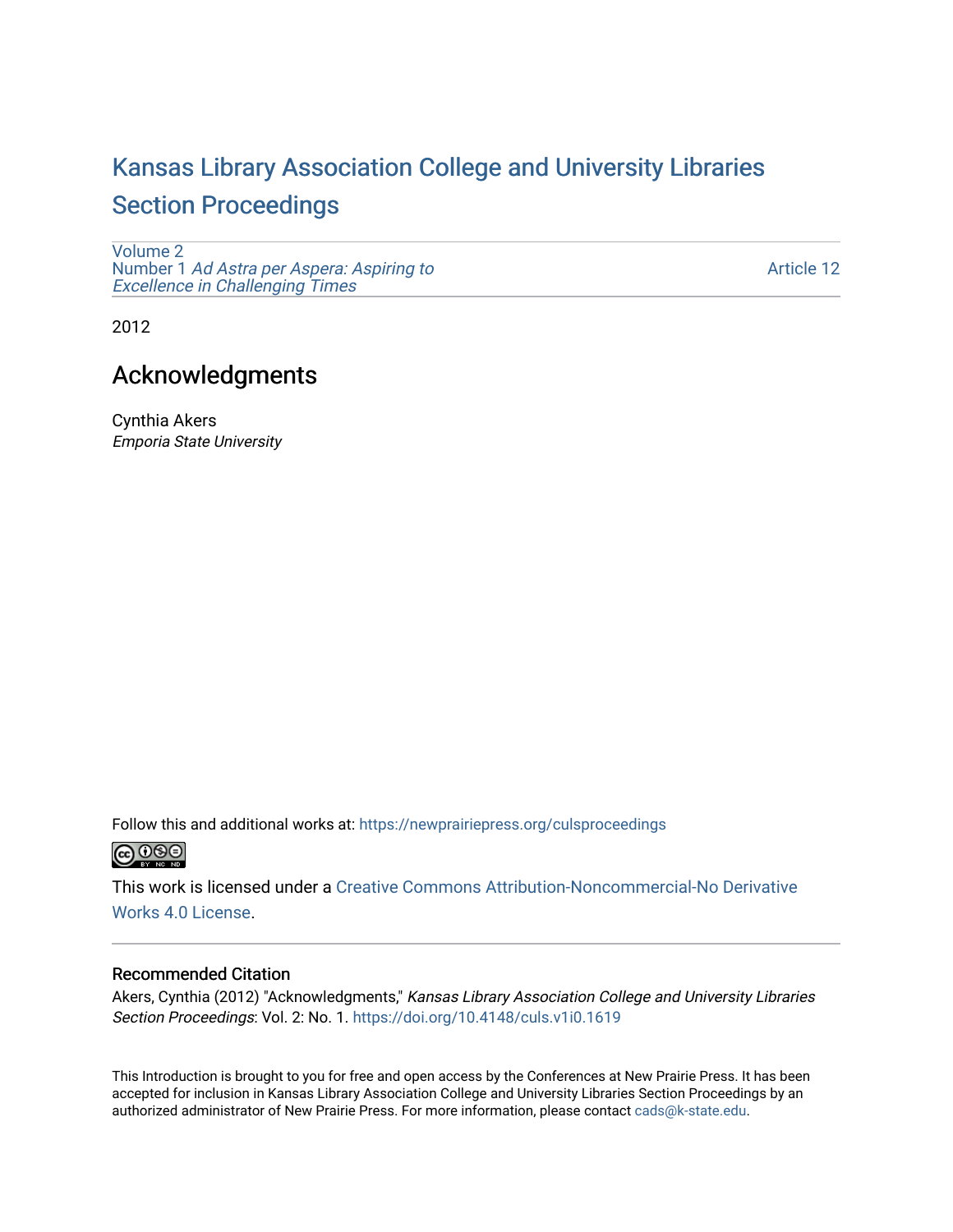# Kansas Library Association College and University Libraries Section Proceedings

Volume 2
Number 1 *Ad Astra per Aspera: Aspiring to Excellence in Challenging Times*

Article 12

2012

## Acknowledgments

Cynthia Akers
*Emporia State University*

Follow this and additional works at: https://newprairiepress.org/culsproceedings

This work is licensed under a Creative Commons Attribution-Noncommercial-No Derivative Works 4.0 License.

### Recommended Citation

Akers, Cynthia (2012) "Acknowledgments," *Kansas Library Association College and University Libraries Section Proceedings*: Vol. 2: No. 1. https://doi.org/10.4148/culs.v1i0.1619

This Introduction is brought to you for free and open access by the Conferences at New Prairie Press. It has been accepted for inclusion in Kansas Library Association College and University Libraries Section Proceedings by an authorized administrator of New Prairie Press. For more information, please contact cads@k-state.edu.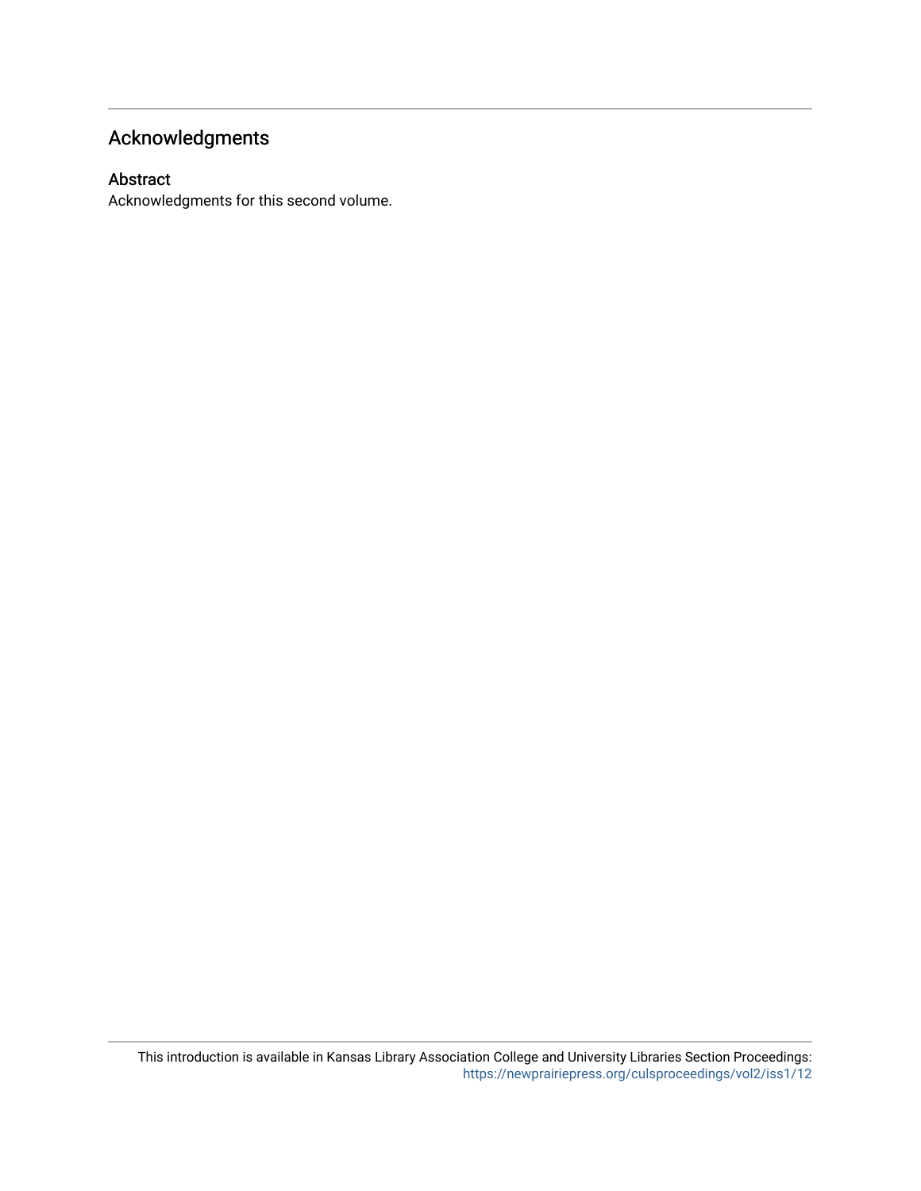# Acknowledgments

## Abstract

Acknowledgments for this second volume.

This introduction is available in Kansas Library Association College and University Libraries Section Proceedings: https://newprairiepress.org/culsproceedings/vol2/iss1/12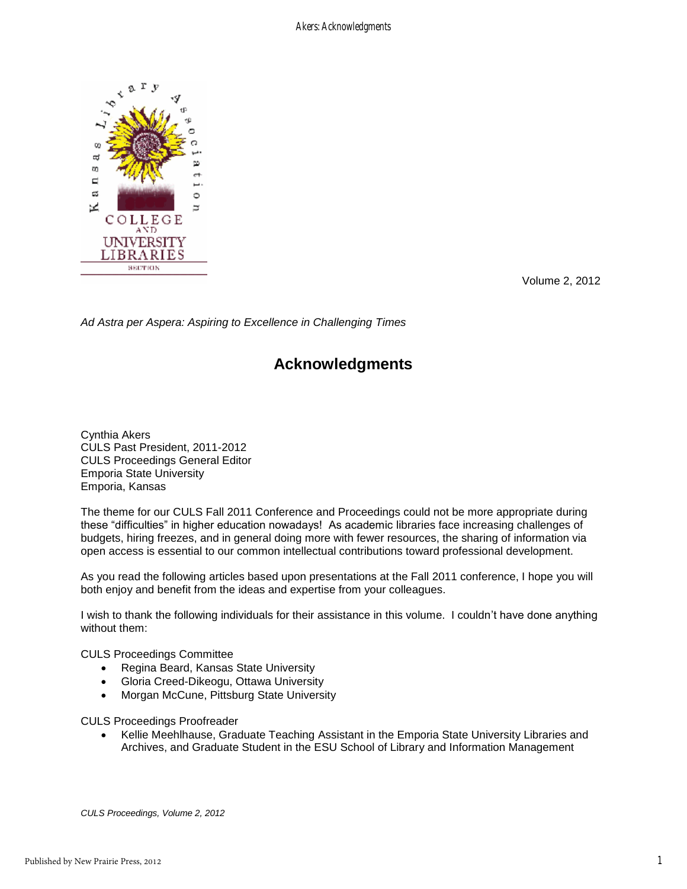Volume 2, 2012

*Ad Astra per Aspera: Aspiring to Excellence in Challenging Times*

## Acknowledgments

Cynthia Akers
CULS Past President, 2011-2012
CULS Proceedings General Editor
Emporia State University
Emporia, Kansas

The theme for our CULS Fall 2011 Conference and Proceedings could not be more appropriate during these "difficulties" in higher education nowadays! As academic libraries face increasing challenges of budgets, hiring freezes, and in general doing more with fewer resources, the sharing of information via open access is essential to our common intellectual contributions toward professional development.

As you read the following articles based upon presentations at the Fall 2011 conference, I hope you will both enjoy and benefit from the ideas and expertise from your colleagues.

I wish to thank the following individuals for their assistance in this volume. I couldn't have done anything without them:

CULS Proceedings Committee

- Regina Beard, Kansas State University
- Gloria Creed-Dikeogu, Ottawa University
- Morgan McCune, Pittsburg State University

CULS Proceedings Proofreader

- Kellie Meehlhause, Graduate Teaching Assistant in the Emporia State University Libraries and Archives, and Graduate Student in the ESU School of Library and Information Management